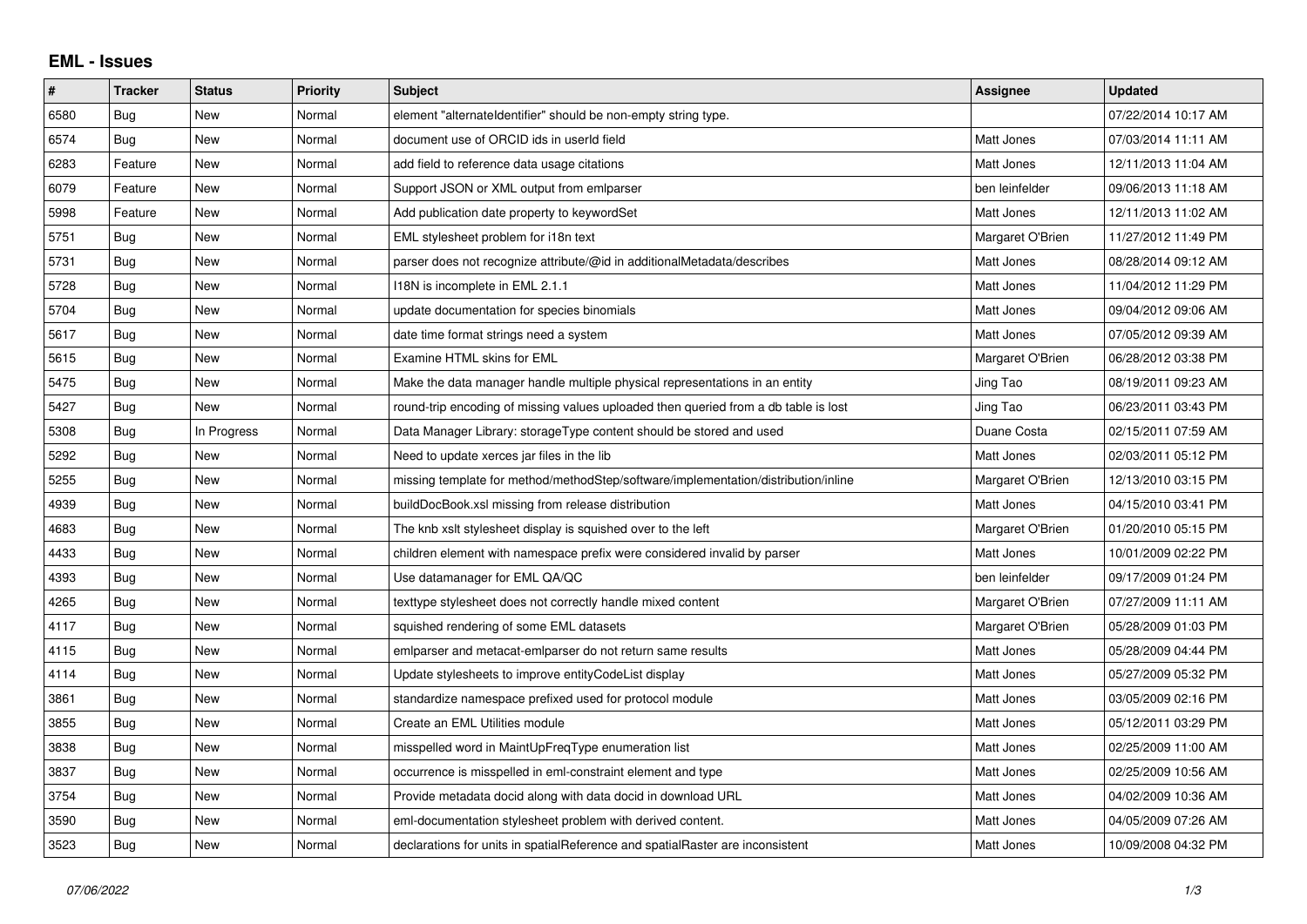## EML - Issues

| # | Tracker | Status | Priority | Subject | Assignee | Updated |
|---|---|---|---|---|---|---|
| 6580 | Bug | New | Normal | element "alternateIdentifier" should be non-empty string type. | | 07/22/2014 10:17 AM |
| 6574 | Bug | New | Normal | document use of ORCID ids in userId field | Matt Jones | 07/03/2014 11:11 AM |
| 6283 | Feature | New | Normal | add field to reference data usage citations | Matt Jones | 12/11/2013 11:04 AM |
| 6079 | Feature | New | Normal | Support JSON or XML output from emlparser | ben leinfelder | 09/06/2013 11:18 AM |
| 5998 | Feature | New | Normal | Add publication date property to keywordSet | Matt Jones | 12/11/2013 11:02 AM |
| 5751 | Bug | New | Normal | EML stylesheet problem for i18n text | Margaret O'Brien | 11/27/2012 11:49 PM |
| 5731 | Bug | New | Normal | parser does not recognize attribute/@id in additionalMetadata/describes | Matt Jones | 08/28/2014 09:12 AM |
| 5728 | Bug | New | Normal | I18N is incomplete in EML 2.1.1 | Matt Jones | 11/04/2012 11:29 PM |
| 5704 | Bug | New | Normal | update documentation for species binomials | Matt Jones | 09/04/2012 09:06 AM |
| 5617 | Bug | New | Normal | date time format strings need a system | Matt Jones | 07/05/2012 09:39 AM |
| 5615 | Bug | New | Normal | Examine HTML skins for EML | Margaret O'Brien | 06/28/2012 03:38 PM |
| 5475 | Bug | New | Normal | Make the data manager handle multiple physical representations in an entity | Jing Tao | 08/19/2011 09:23 AM |
| 5427 | Bug | New | Normal | round-trip encoding of missing values uploaded then queried from a db table is lost | Jing Tao | 06/23/2011 03:43 PM |
| 5308 | Bug | In Progress | Normal | Data Manager Library: storageType content should be stored and used | Duane Costa | 02/15/2011 07:59 AM |
| 5292 | Bug | New | Normal | Need to update xerces jar files in the lib | Matt Jones | 02/03/2011 05:12 PM |
| 5255 | Bug | New | Normal | missing template for method/methodStep/software/implementation/distribution/inline | Margaret O'Brien | 12/13/2010 03:15 PM |
| 4939 | Bug | New | Normal | buildDocBook.xsl missing from release distribution | Matt Jones | 04/15/2010 03:41 PM |
| 4683 | Bug | New | Normal | The knb xslt stylesheet display is squished over to the left | Margaret O'Brien | 01/20/2010 05:15 PM |
| 4433 | Bug | New | Normal | children element with namespace prefix were considered invalid by parser | Matt Jones | 10/01/2009 02:22 PM |
| 4393 | Bug | New | Normal | Use datamanager for EML QA/QC | ben leinfelder | 09/17/2009 01:24 PM |
| 4265 | Bug | New | Normal | texttype stylesheet does not correctly handle mixed content | Margaret O'Brien | 07/27/2009 11:11 AM |
| 4117 | Bug | New | Normal | squished rendering of some EML datasets | Margaret O'Brien | 05/28/2009 01:03 PM |
| 4115 | Bug | New | Normal | emlparser and metacat-emlparser do not return same results | Matt Jones | 05/28/2009 04:44 PM |
| 4114 | Bug | New | Normal | Update stylesheets to improve entityCodeList display | Matt Jones | 05/27/2009 05:32 PM |
| 3861 | Bug | New | Normal | standardize namespace prefixed used for protocol module | Matt Jones | 03/05/2009 02:16 PM |
| 3855 | Bug | New | Normal | Create an EML Utilities module | Matt Jones | 05/12/2011 03:29 PM |
| 3838 | Bug | New | Normal | misspelled word in MaintUpFreqType enumeration list | Matt Jones | 02/25/2009 11:00 AM |
| 3837 | Bug | New | Normal | occurrence is misspelled in eml-constraint element and type | Matt Jones | 02/25/2009 10:56 AM |
| 3754 | Bug | New | Normal | Provide metadata docid along with data docid in download URL | Matt Jones | 04/02/2009 10:36 AM |
| 3590 | Bug | New | Normal | eml-documentation stylesheet problem with derived content. | Matt Jones | 04/05/2009 07:26 AM |
| 3523 | Bug | New | Normal | declarations for units in spatialReference and spatialRaster are inconsistent | Matt Jones | 10/09/2008 04:32 PM |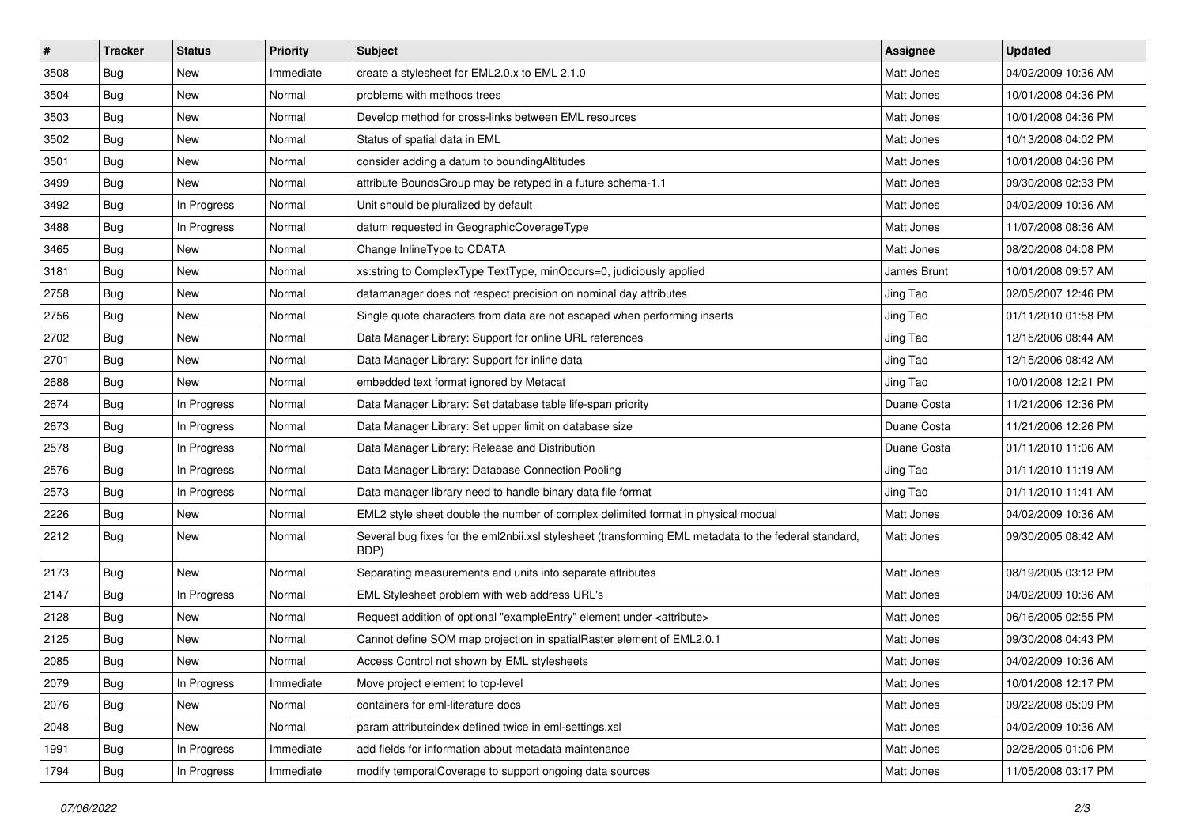| # | Tracker | Status | Priority | Subject | Assignee | Updated |
|---|---|---|---|---|---|---|
| 3508 | Bug | New | Immediate | create a stylesheet for EML2.0.x to EML 2.1.0 | Matt Jones | 04/02/2009 10:36 AM |
| 3504 | Bug | New | Normal | problems with methods trees | Matt Jones | 10/01/2008 04:36 PM |
| 3503 | Bug | New | Normal | Develop method for cross-links between EML resources | Matt Jones | 10/01/2008 04:36 PM |
| 3502 | Bug | New | Normal | Status of spatial data in EML | Matt Jones | 10/13/2008 04:02 PM |
| 3501 | Bug | New | Normal | consider adding a datum to boundingAltitudes | Matt Jones | 10/01/2008 04:36 PM |
| 3499 | Bug | New | Normal | attribute BoundsGroup may be retyped in a future schema-1.1 | Matt Jones | 09/30/2008 02:33 PM |
| 3492 | Bug | In Progress | Normal | Unit should be pluralized by default | Matt Jones | 04/02/2009 10:36 AM |
| 3488 | Bug | In Progress | Normal | datum requested in GeographicCoverageType | Matt Jones | 11/07/2008 08:36 AM |
| 3465 | Bug | New | Normal | Change InlineType to CDATA | Matt Jones | 08/20/2008 04:08 PM |
| 3181 | Bug | New | Normal | xs:string to ComplexType TextType, minOccurs=0, judiciously applied | James Brunt | 10/01/2008 09:57 AM |
| 2758 | Bug | New | Normal | datamanager does not respect precision on nominal day attributes | Jing Tao | 02/05/2007 12:46 PM |
| 2756 | Bug | New | Normal | Single quote characters from data are not escaped when performing inserts | Jing Tao | 01/11/2010 01:58 PM |
| 2702 | Bug | New | Normal | Data Manager Library: Support for online URL references | Jing Tao | 12/15/2006 08:44 AM |
| 2701 | Bug | New | Normal | Data Manager Library: Support for inline data | Jing Tao | 12/15/2006 08:42 AM |
| 2688 | Bug | New | Normal | embedded text format ignored by Metacat | Jing Tao | 10/01/2008 12:21 PM |
| 2674 | Bug | In Progress | Normal | Data Manager Library: Set database table life-span priority | Duane Costa | 11/21/2006 12:36 PM |
| 2673 | Bug | In Progress | Normal | Data Manager Library: Set upper limit on database size | Duane Costa | 11/21/2006 12:26 PM |
| 2578 | Bug | In Progress | Normal | Data Manager Library: Release and Distribution | Duane Costa | 01/11/2010 11:06 AM |
| 2576 | Bug | In Progress | Normal | Data Manager Library: Database Connection Pooling | Jing Tao | 01/11/2010 11:19 AM |
| 2573 | Bug | In Progress | Normal | Data manager library need to handle binary data file format | Jing Tao | 01/11/2010 11:41 AM |
| 2226 | Bug | New | Normal | EML2 style sheet double the number of complex delimited format in physical modual | Matt Jones | 04/02/2009 10:36 AM |
| 2212 | Bug | New | Normal | Several bug fixes for the eml2nbii.xsl stylesheet (transforming EML metadata to the federal standard, BDP) | Matt Jones | 09/30/2005 08:42 AM |
| 2173 | Bug | New | Normal | Separating measurements and units into separate attributes | Matt Jones | 08/19/2005 03:12 PM |
| 2147 | Bug | In Progress | Normal | EML Stylesheet problem with web address URL's | Matt Jones | 04/02/2009 10:36 AM |
| 2128 | Bug | New | Normal | Request addition of optional "exampleEntry" element under <attribute> | Matt Jones | 06/16/2005 02:55 PM |
| 2125 | Bug | New | Normal | Cannot define SOM map projection in spatialRaster element of EML2.0.1 | Matt Jones | 09/30/2008 04:43 PM |
| 2085 | Bug | New | Normal | Access Control not shown by EML stylesheets | Matt Jones | 04/02/2009 10:36 AM |
| 2079 | Bug | In Progress | Immediate | Move project element to top-level | Matt Jones | 10/01/2008 12:17 PM |
| 2076 | Bug | New | Normal | containers for eml-literature docs | Matt Jones | 09/22/2008 05:09 PM |
| 2048 | Bug | New | Normal | param attributeindex defined twice in eml-settings.xsl | Matt Jones | 04/02/2009 10:36 AM |
| 1991 | Bug | In Progress | Immediate | add fields for information about metadata maintenance | Matt Jones | 02/28/2005 01:06 PM |
| 1794 | Bug | In Progress | Immediate | modify temporalCoverage to support ongoing data sources | Matt Jones | 11/05/2008 03:17 PM |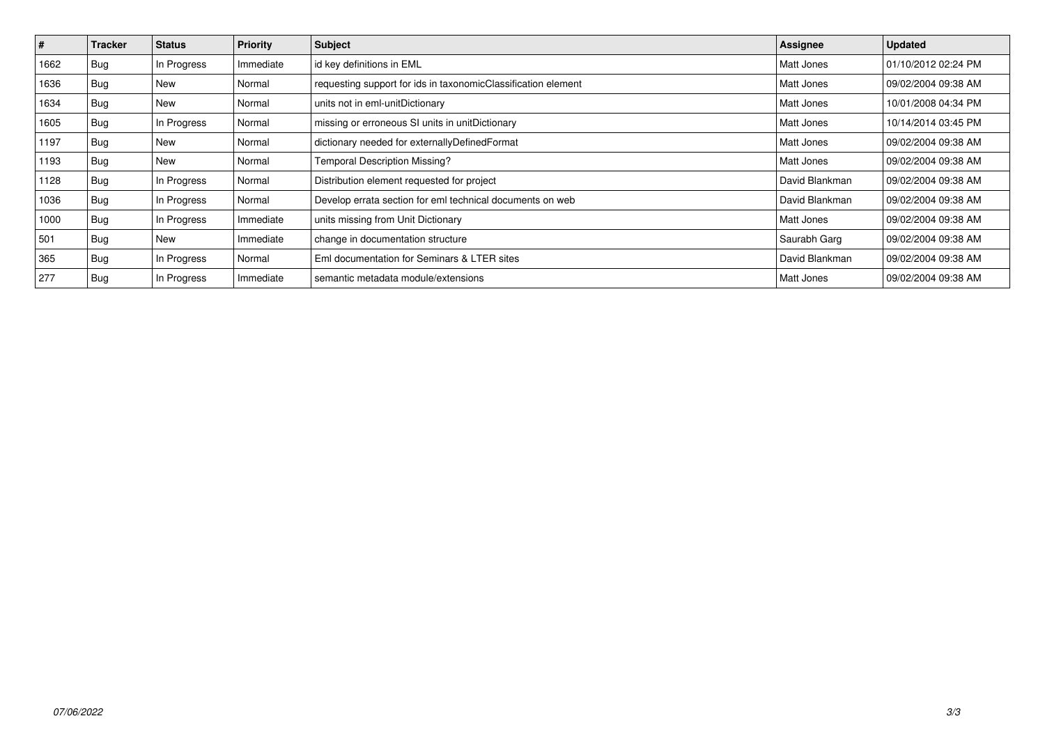| # | Tracker | Status | Priority | Subject | Assignee | Updated |
|---|---|---|---|---|---|---|
| 1662 | Bug | In Progress | Immediate | id key definitions in EML | Matt Jones | 01/10/2012 02:24 PM |
| 1636 | Bug | New | Normal | requesting support for ids in taxonomicClassification element | Matt Jones | 09/02/2004 09:38 AM |
| 1634 | Bug | New | Normal | units not in eml-unitDictionary | Matt Jones | 10/01/2008 04:34 PM |
| 1605 | Bug | In Progress | Normal | missing or erroneous SI units in unitDictionary | Matt Jones | 10/14/2014 03:45 PM |
| 1197 | Bug | New | Normal | dictionary needed for externallyDefinedFormat | Matt Jones | 09/02/2004 09:38 AM |
| 1193 | Bug | New | Normal | Temporal Description Missing? | Matt Jones | 09/02/2004 09:38 AM |
| 1128 | Bug | In Progress | Normal | Distribution element requested for project | David Blankman | 09/02/2004 09:38 AM |
| 1036 | Bug | In Progress | Normal | Develop errata section for eml technical documents on web | David Blankman | 09/02/2004 09:38 AM |
| 1000 | Bug | In Progress | Immediate | units missing from Unit Dictionary | Matt Jones | 09/02/2004 09:38 AM |
| 501 | Bug | New | Immediate | change in documentation structure | Saurabh Garg | 09/02/2004 09:38 AM |
| 365 | Bug | In Progress | Normal | Eml documentation for Seminars & LTER sites | David Blankman | 09/02/2004 09:38 AM |
| 277 | Bug | In Progress | Immediate | semantic metadata module/extensions | Matt Jones | 09/02/2004 09:38 AM |